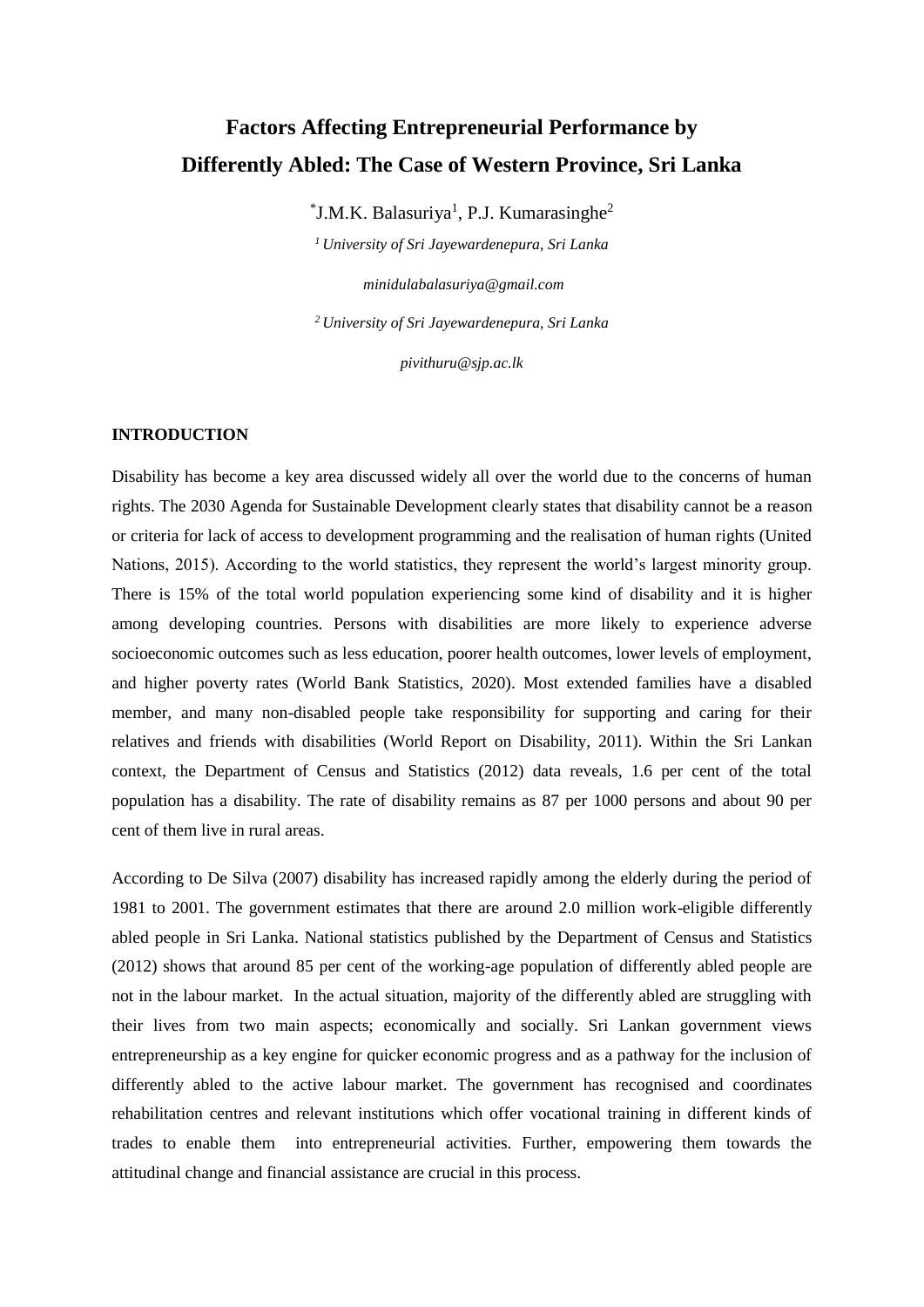# Factors Affecting Entrepreneurial Performance by Differently Abled: The Case of Western Province, Sri Lanka

*J.M.K. Balasuriya[1], P.J. Kumarasinghe[2]

*[1] University of Sri Jayewardenepura, Sri Lanka*

*minidulabalasuriya@gmail.com*

*[2] University of Sri Jayewardenepura, Sri Lanka*

*pivithuru@sjp.ac.lk*

## INTRODUCTION

Disability has become a key area discussed widely all over the world due to the concerns of human rights. The 2030 Agenda for Sustainable Development clearly states that disability cannot be a reason or criteria for lack of access to development programming and the realisation of human rights (United Nations, 2015). According to the world statistics, they represent the world's largest minority group. There is 15% of the total world population experiencing some kind of disability and it is higher among developing countries. Persons with disabilities are more likely to experience adverse socioeconomic outcomes such as less education, poorer health outcomes, lower levels of employment, and higher poverty rates (World Bank Statistics, 2020). Most extended families have a disabled member, and many non-disabled people take responsibility for supporting and caring for their relatives and friends with disabilities (World Report on Disability, 2011). Within the Sri Lankan context, the Department of Census and Statistics (2012) data reveals, 1.6 per cent of the total population has a disability. The rate of disability remains as 87 per 1000 persons and about 90 per cent of them live in rural areas.

According to De Silva (2007) disability has increased rapidly among the elderly during the period of 1981 to 2001. The government estimates that there are around 2.0 million work-eligible differently abled people in Sri Lanka. National statistics published by the Department of Census and Statistics (2012) shows that around 85 per cent of the working-age population of differently abled people are not in the labour market. In the actual situation, majority of the differently abled are struggling with their lives from two main aspects; economically and socially. Sri Lankan government views entrepreneurship as a key engine for quicker economic progress and as a pathway for the inclusion of differently abled to the active labour market. The government has recognised and coordinates rehabilitation centres and relevant institutions which offer vocational training in different kinds of trades to enable them into entrepreneurial activities. Further, empowering them towards the attitudinal change and financial assistance are crucial in this process.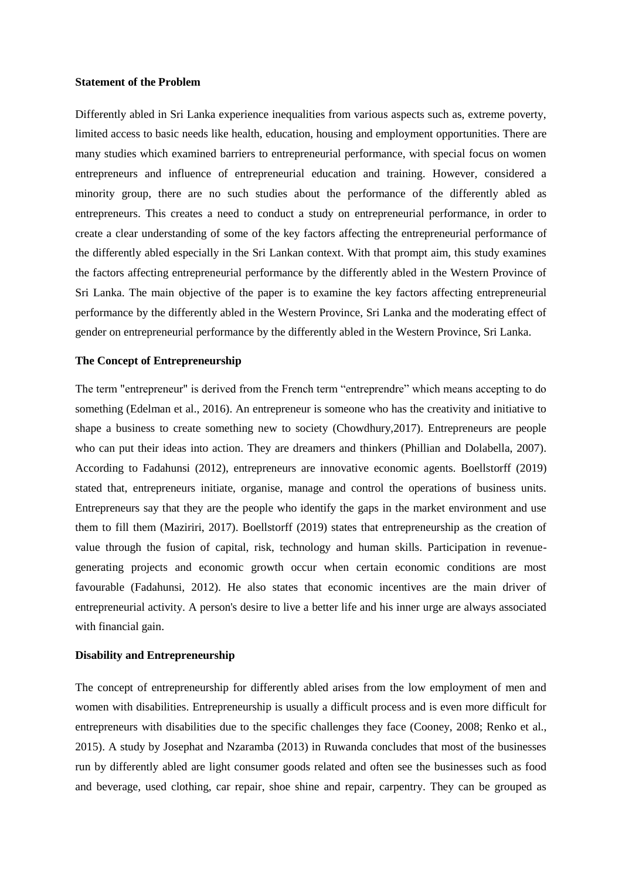**Statement of the Problem**

Differently abled in Sri Lanka experience inequalities from various aspects such as, extreme poverty, limited access to basic needs like health, education, housing and employment opportunities. There are many studies which examined barriers to entrepreneurial performance, with special focus on women entrepreneurs and influence of entrepreneurial education and training. However, considered a minority group, there are no such studies about the performance of the differently abled as entrepreneurs. This creates a need to conduct a study on entrepreneurial performance, in order to create a clear understanding of some of the key factors affecting the entrepreneurial performance of the differently abled especially in the Sri Lankan context. With that prompt aim, this study examines the factors affecting entrepreneurial performance by the differently abled in the Western Province of Sri Lanka. The main objective of the paper is to examine the key factors affecting entrepreneurial performance by the differently abled in the Western Province, Sri Lanka and the moderating effect of gender on entrepreneurial performance by the differently abled in the Western Province, Sri Lanka.

**The Concept of Entrepreneurship**

The term "entrepreneur" is derived from the French term "entreprendre" which means accepting to do something (Edelman et al., 2016). An entrepreneur is someone who has the creativity and initiative to shape a business to create something new to society (Chowdhury,2017). Entrepreneurs are people who can put their ideas into action. They are dreamers and thinkers (Phillian and Dolabella, 2007). According to Fadahunsi (2012), entrepreneurs are innovative economic agents. Boellstorff (2019) stated that, entrepreneurs initiate, organise, manage and control the operations of business units. Entrepreneurs say that they are the people who identify the gaps in the market environment and use them to fill them (Maziriri, 2017). Boellstorff (2019) states that entrepreneurship as the creation of value through the fusion of capital, risk, technology and human skills. Participation in revenue-generating projects and economic growth occur when certain economic conditions are most favourable (Fadahunsi, 2012). He also states that economic incentives are the main driver of entrepreneurial activity. A person's desire to live a better life and his inner urge are always associated with financial gain.

**Disability and Entrepreneurship**

The concept of entrepreneurship for differently abled arises from the low employment of men and women with disabilities. Entrepreneurship is usually a difficult process and is even more difficult for entrepreneurs with disabilities due to the specific challenges they face (Cooney, 2008; Renko et al., 2015). A study by Josephat and Nzaramba (2013) in Ruwanda concludes that most of the businesses run by differently abled are light consumer goods related and often see the businesses such as food and beverage, used clothing, car repair, shoe shine and repair, carpentry. They can be grouped as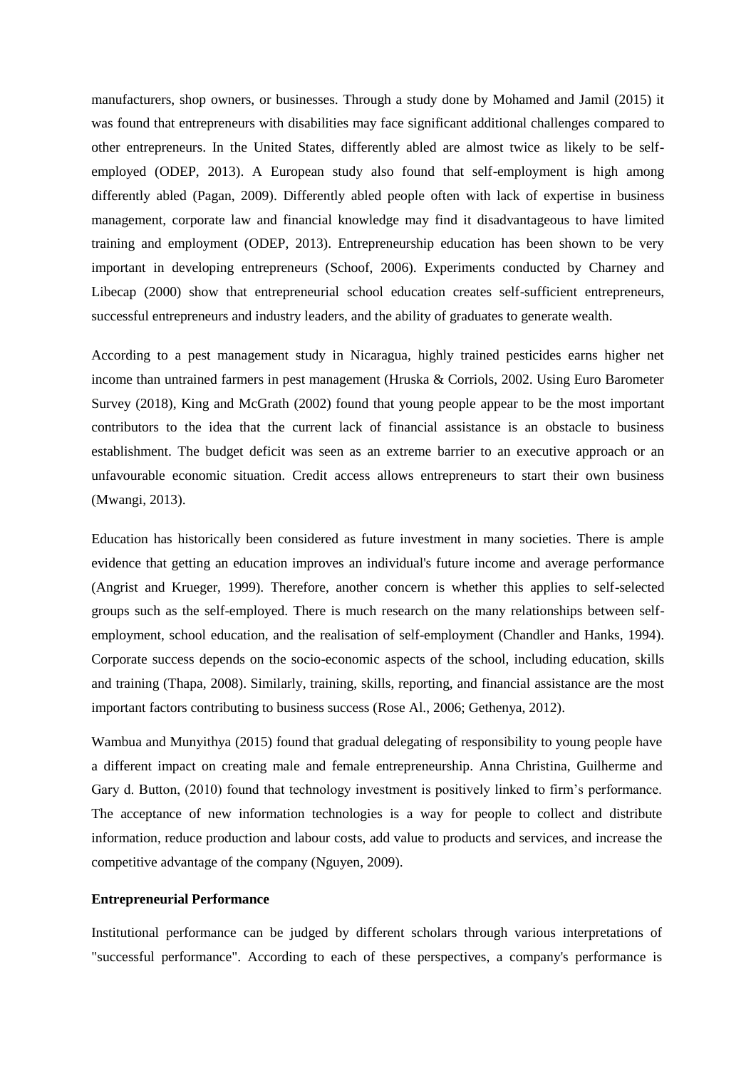manufacturers, shop owners, or businesses. Through a study done by Mohamed and Jamil (2015) it was found that entrepreneurs with disabilities may face significant additional challenges compared to other entrepreneurs. In the United States, differently abled are almost twice as likely to be self-employed (ODEP, 2013). A European study also found that self-employment is high among differently abled (Pagan, 2009). Differently abled people often with lack of expertise in business management, corporate law and financial knowledge may find it disadvantageous to have limited training and employment (ODEP, 2013). Entrepreneurship education has been shown to be very important in developing entrepreneurs (Schoof, 2006). Experiments conducted by Charney and Libecap (2000) show that entrepreneurial school education creates self-sufficient entrepreneurs, successful entrepreneurs and industry leaders, and the ability of graduates to generate wealth.

According to a pest management study in Nicaragua, highly trained pesticides earns higher net income than untrained farmers in pest management (Hruska & Corriols, 2002. Using Euro Barometer Survey (2018), King and McGrath (2002) found that young people appear to be the most important contributors to the idea that the current lack of financial assistance is an obstacle to business establishment. The budget deficit was seen as an extreme barrier to an executive approach or an unfavourable economic situation. Credit access allows entrepreneurs to start their own business (Mwangi, 2013).

Education has historically been considered as future investment in many societies. There is ample evidence that getting an education improves an individual's future income and average performance (Angrist and Krueger, 1999). Therefore, another concern is whether this applies to self-selected groups such as the self-employed. There is much research on the many relationships between self-employment, school education, and the realisation of self-employment (Chandler and Hanks, 1994). Corporate success depends on the socio-economic aspects of the school, including education, skills and training (Thapa, 2008). Similarly, training, skills, reporting, and financial assistance are the most important factors contributing to business success (Rose Al., 2006; Gethenya, 2012).

Wambua and Munyithya (2015) found that gradual delegating of responsibility to young people have a different impact on creating male and female entrepreneurship. Anna Christina, Guilherme and Gary d. Button, (2010) found that technology investment is positively linked to firm's performance. The acceptance of new information technologies is a way for people to collect and distribute information, reduce production and labour costs, add value to products and services, and increase the competitive advantage of the company (Nguyen, 2009).

**Entrepreneurial Performance**

Institutional performance can be judged by different scholars through various interpretations of "successful performance". According to each of these perspectives, a company's performance is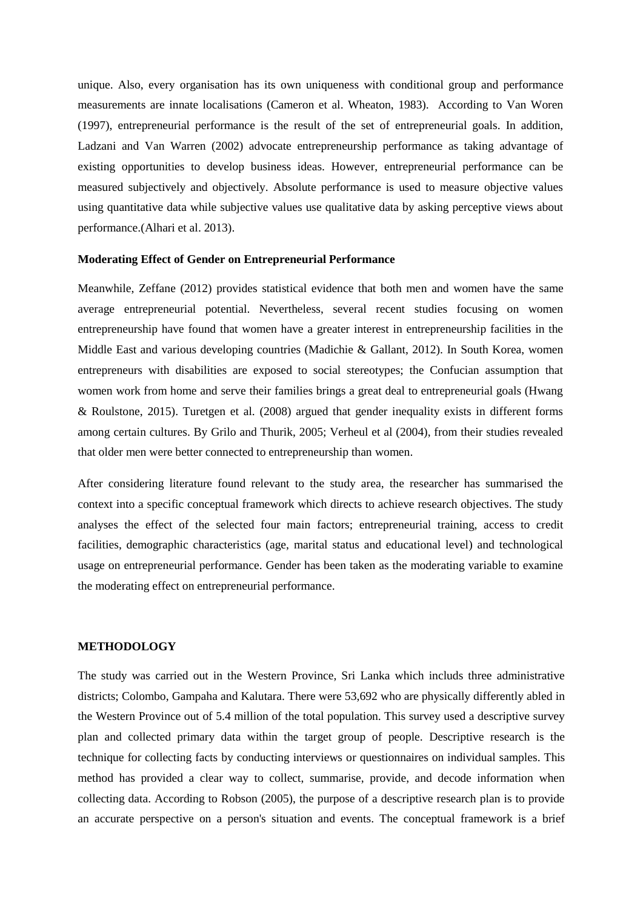unique. Also, every organisation has its own uniqueness with conditional group and performance measurements are innate localisations (Cameron et al. Wheaton, 1983). According to Van Woren (1997), entrepreneurial performance is the result of the set of entrepreneurial goals. In addition, Ladzani and Van Warren (2002) advocate entrepreneurship performance as taking advantage of existing opportunities to develop business ideas. However, entrepreneurial performance can be measured subjectively and objectively. Absolute performance is used to measure objective values using quantitative data while subjective values use qualitative data by asking perceptive views about performance.(Alhari et al. 2013).

**Moderating Effect of Gender on Entrepreneurial Performance**

Meanwhile, Zeffane (2012) provides statistical evidence that both men and women have the same average entrepreneurial potential. Nevertheless, several recent studies focusing on women entrepreneurship have found that women have a greater interest in entrepreneurship facilities in the Middle East and various developing countries (Madichie & Gallant, 2012). In South Korea, women entrepreneurs with disabilities are exposed to social stereotypes; the Confucian assumption that women work from home and serve their families brings a great deal to entrepreneurial goals (Hwang & Roulstone, 2015). Turetgen et al. (2008) argued that gender inequality exists in different forms among certain cultures. By Grilo and Thurik, 2005; Verheul et al (2004), from their studies revealed that older men were better connected to entrepreneurship than women.

After considering literature found relevant to the study area, the researcher has summarised the context into a specific conceptual framework which directs to achieve research objectives. The study analyses the effect of the selected four main factors; entrepreneurial training, access to credit facilities, demographic characteristics (age, marital status and educational level) and technological usage on entrepreneurial performance. Gender has been taken as the moderating variable to examine the moderating effect on entrepreneurial performance.

## METHODOLOGY

The study was carried out in the Western Province, Sri Lanka which includs three administrative districts; Colombo, Gampaha and Kalutara. There were 53,692 who are physically differently abled in the Western Province out of 5.4 million of the total population. This survey used a descriptive survey plan and collected primary data within the target group of people. Descriptive research is the technique for collecting facts by conducting interviews or questionnaires on individual samples. This method has provided a clear way to collect, summarise, provide, and decode information when collecting data. According to Robson (2005), the purpose of a descriptive research plan is to provide an accurate perspective on a person's situation and events. The conceptual framework is a brief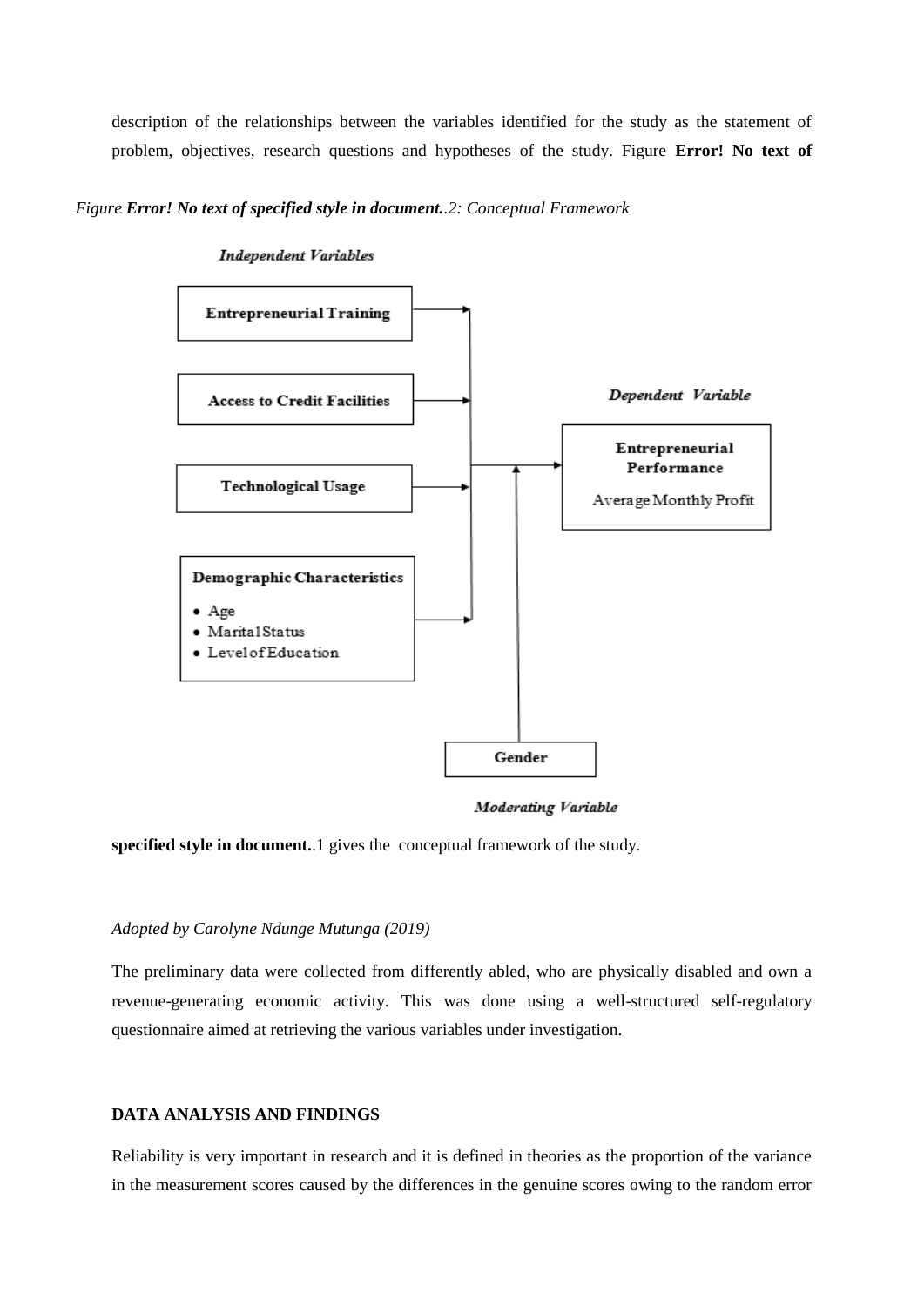description of the relationships between the variables identified for the study as the statement of problem, objectives, research questions and hypotheses of the study. Figure **Error! No text of**

*Figure **Error! No text of specified style in document.**.2: Conceptual Framework*

*Independent Variables*

**Entrepreneurial Training**

**Access to Credit Facilities**

**Technological Usage**

**Demographic Characteristics**

- Age
- Marital Status
- Level of Education

*Dependent Variable*

**Entrepreneurial Performance**

Average Monthly Profit

**Gender**

*Moderating Variable*

**specified style in document.**.1 gives the conceptual framework of the study.

*Adopted by Carolyne Ndunge Mutunga (2019)*

The preliminary data were collected from differently abled, who are physically disabled and own a revenue-generating economic activity. This was done using a well-structured self-regulatory questionnaire aimed at retrieving the various variables under investigation.

## DATA ANALYSIS AND FINDINGS

Reliability is very important in research and it is defined in theories as the proportion of the variance in the measurement scores caused by the differences in the genuine scores owing to the random error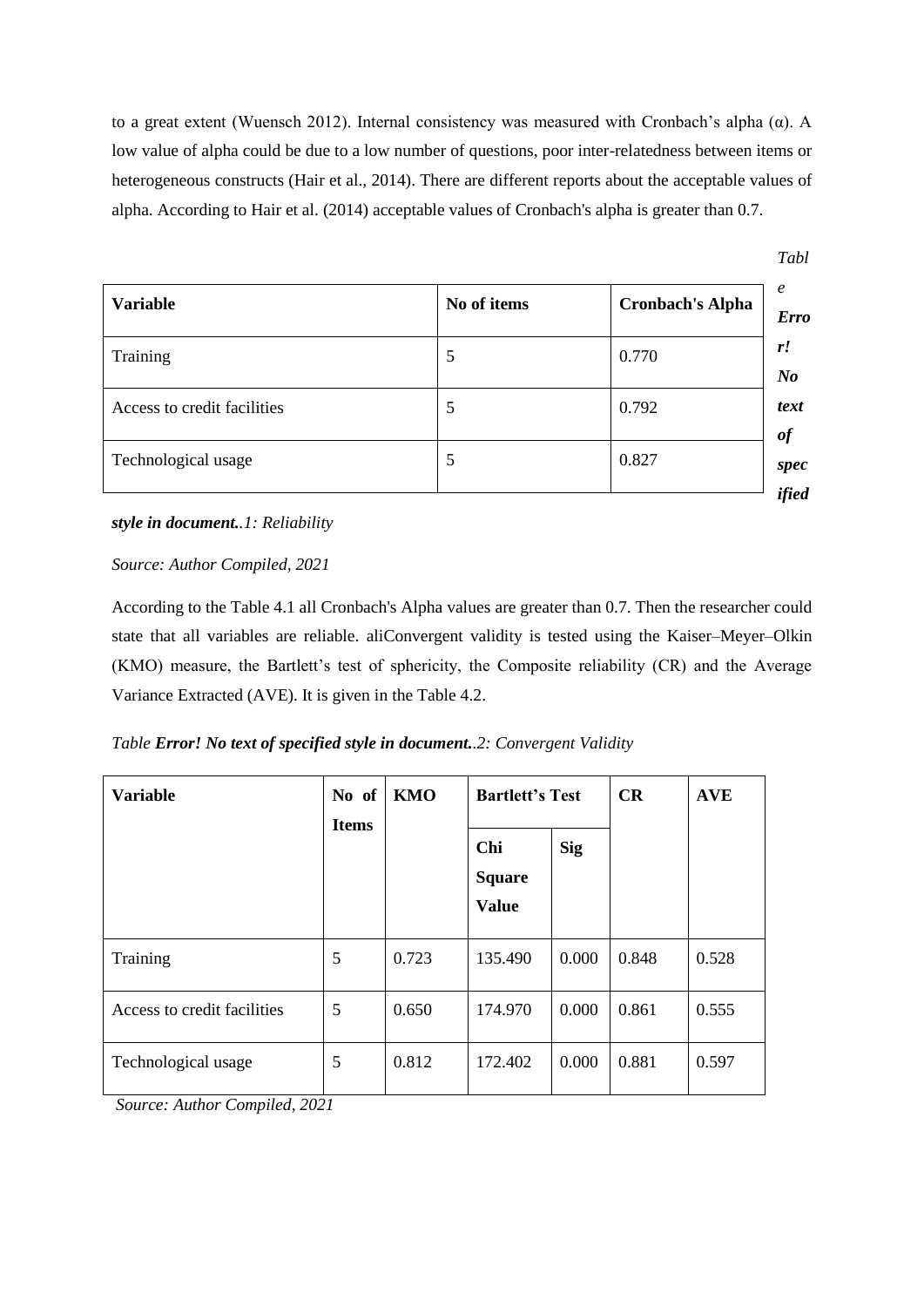to a great extent (Wuensch 2012). Internal consistency was measured with Cronbach's alpha (α). A low value of alpha could be due to a low number of questions, poor inter-relatedness between items or heterogeneous constructs (Hair et al., 2014). There are different reports about the acceptable values of alpha. According to Hair et al. (2014) acceptable values of Cronbach's alpha is greater than 0.7.

| Variable | No of items | Cronbach's Alpha |
|---|---|---|
| Training | 5 | 0.770 |
| Access to credit facilities | 5 | 0.792 |
| Technological usage | 5 | 0.827 |

*Table **Error! No text of specified style in document.**.1: Reliability*

*Source: Author Compiled, 2021*

According to the Table 4.1 all Cronbach's Alpha values are greater than 0.7. Then the researcher could state that all variables are reliable. aliConvergent validity is tested using the Kaiser–Meyer–Olkin (KMO) measure, the Bartlett's test of sphericity, the Composite reliability (CR) and the Average Variance Extracted (AVE). It is given in the Table 4.2.

*Table **Error! No text of specified style in document.**.2: Convergent Validity*

| Variable | No of Items | KMO | Bartlett's Test | | CR | AVE |
|---|---|---|---|---|---|---|
| | | | Chi Square Value | Sig | | |
| Training | 5 | 0.723 | 135.490 | 0.000 | 0.848 | 0.528 |
| Access to credit facilities | 5 | 0.650 | 174.970 | 0.000 | 0.861 | 0.555 |
| Technological usage | 5 | 0.812 | 172.402 | 0.000 | 0.881 | 0.597 |

*Source: Author Compiled, 2021*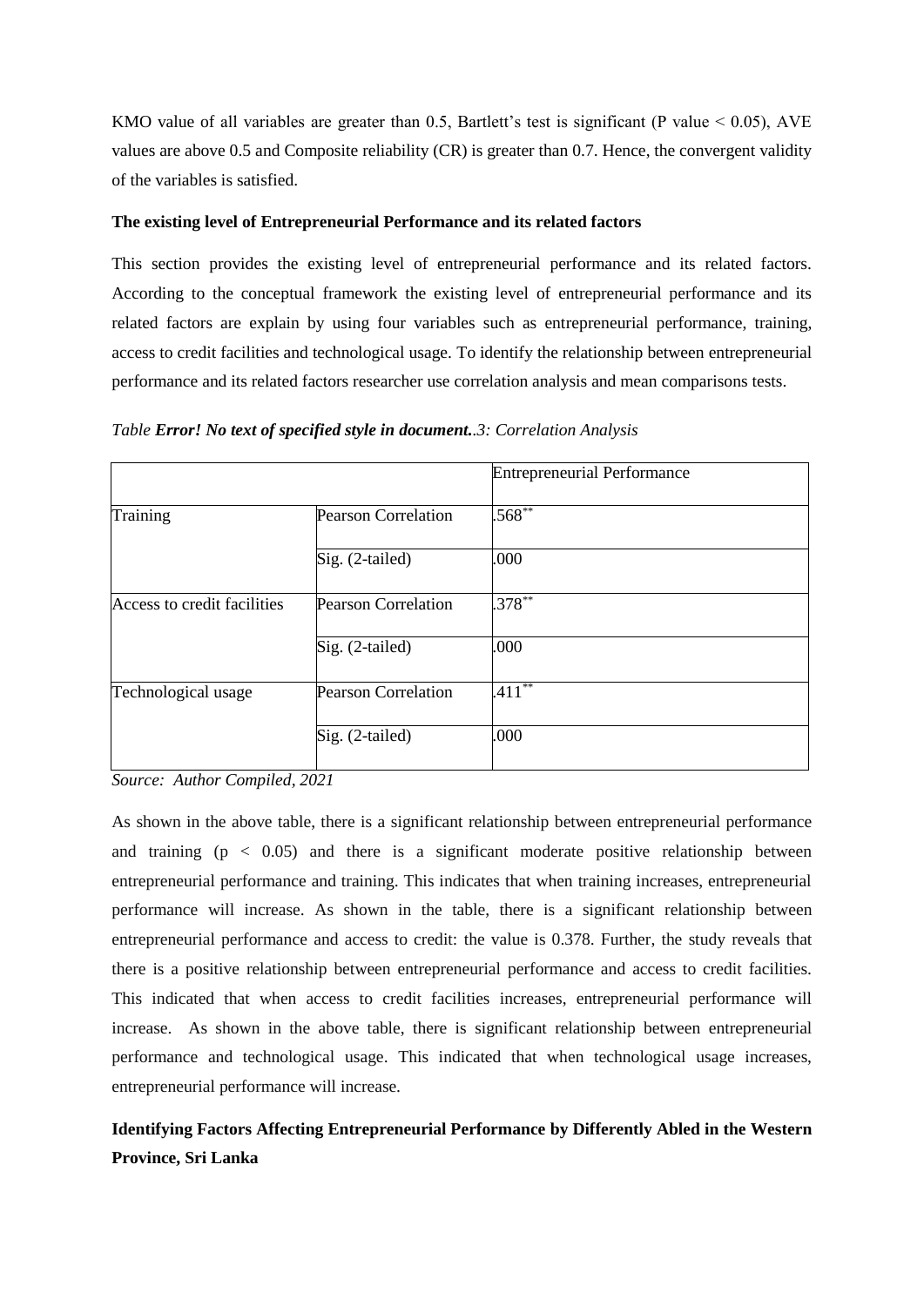KMO value of all variables are greater than 0.5, Bartlett's test is significant (P value $< 0.05$), AVE values are above 0.5 and Composite reliability (CR) is greater than 0.7. Hence, the convergent validity of the variables is satisfied.

**The existing level of Entrepreneurial Performance and its related factors**

This section provides the existing level of entrepreneurial performance and its related factors. According to the conceptual framework the existing level of entrepreneurial performance and its related factors are explain by using four variables such as entrepreneurial performance, training, access to credit facilities and technological usage. To identify the relationship between entrepreneurial performance and its related factors researcher use correlation analysis and mean comparisons tests.

*Table **Error! No text of specified style in document.**.3: Correlation Analysis*

| | | Entrepreneurial Performance |
|---|---|---|
| Training | Pearson Correlation | .568** |
| | Sig. (2-tailed) | .000 |
| Access to credit facilities | Pearson Correlation | .378** |
| | Sig. (2-tailed) | .000 |
| Technological usage | Pearson Correlation | .411** |
| | Sig. (2-tailed) | .000 |

*Source: Author Compiled, 2021*

As shown in the above table, there is a significant relationship between entrepreneurial performance and training ($p < 0.05$) and there is a significant moderate positive relationship between entrepreneurial performance and training. This indicates that when training increases, entrepreneurial performance will increase. As shown in the table, there is a significant relationship between entrepreneurial performance and access to credit: the value is 0.378. Further, the study reveals that there is a positive relationship between entrepreneurial performance and access to credit facilities. This indicated that when access to credit facilities increases, entrepreneurial performance will increase. As shown in the above table, there is significant relationship between entrepreneurial performance and technological usage. This indicated that when technological usage increases, entrepreneurial performance will increase.

**Identifying Factors Affecting Entrepreneurial Performance by Differently Abled in the Western Province, Sri Lanka**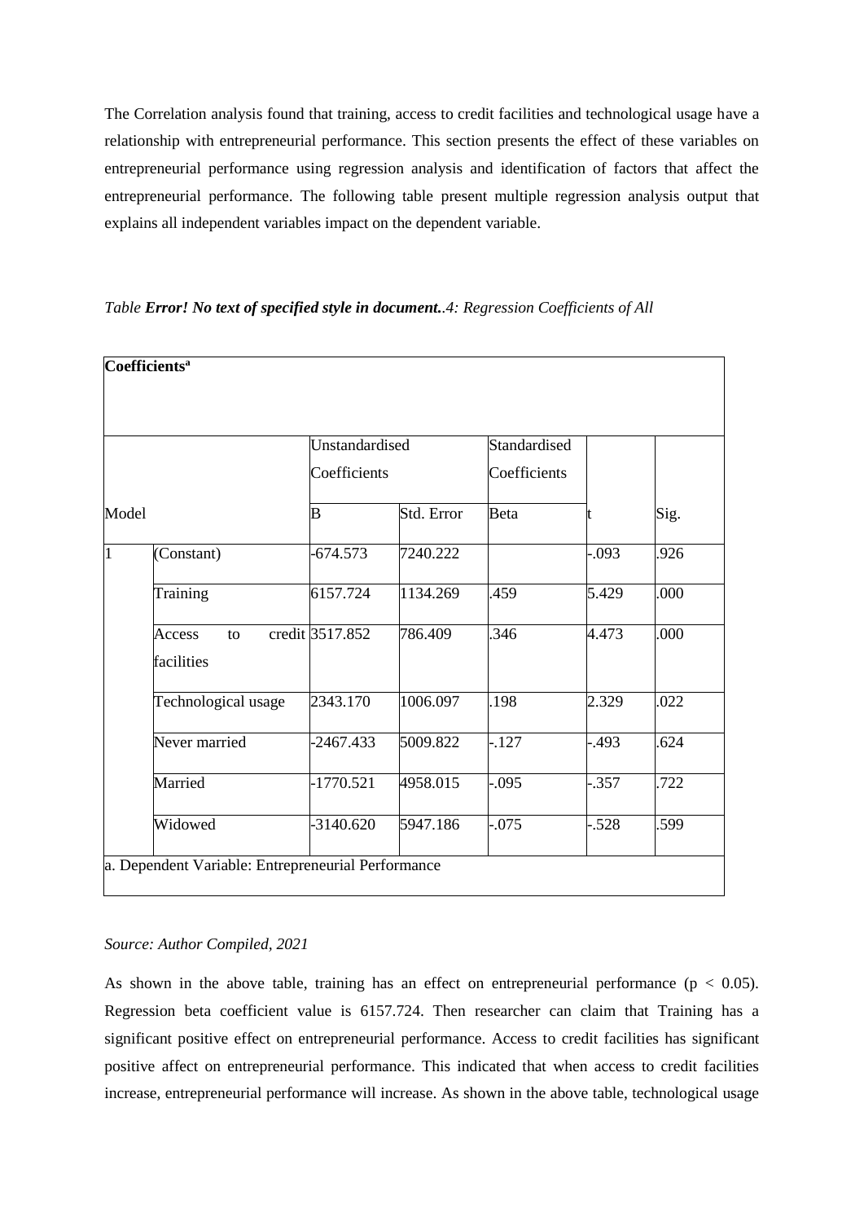The Correlation analysis found that training, access to credit facilities and technological usage have a relationship with entrepreneurial performance. This section presents the effect of these variables on entrepreneurial performance using regression analysis and identification of factors that affect the entrepreneurial performance. The following table present multiple regression analysis output that explains all independent variables impact on the dependent variable.

*Table **Error! No text of specified style in document.**.4: Regression Coefficients of All*

| **Coefficients**[a] | | | | | | |
|---|---|---|---|---|---|---|
| | | Unstandardised Coefficients | | Standardised Coefficients | | |
| Model | | B | Std. Error | Beta | t | Sig. |
| 1 | (Constant) | -674.573 | 7240.222 | | -.093 | .926 |
| | Training | 6157.724 | 1134.269 | .459 | 5.429 | .000 |
| | Access to credit facilities | 3517.852 | 786.409 | .346 | 4.473 | .000 |
| | Technological usage | 2343.170 | 1006.097 | .198 | 2.329 | .022 |
| | Never married | -2467.433 | 5009.822 | -.127 | -.493 | .624 |
| | Married | -1770.521 | 4958.015 | -.095 | -.357 | .722 |
| | Widowed | -3140.620 | 5947.186 | -.075 | -.528 | .599 |
| a. Dependent Variable: Entrepreneurial Performance | | | | | | |

*Source: Author Compiled, 2021*

As shown in the above table, training has an effect on entrepreneurial performance ($p < 0.05$). Regression beta coefficient value is 6157.724. Then researcher can claim that Training has a significant positive effect on entrepreneurial performance. Access to credit facilities has significant positive affect on entrepreneurial performance. This indicated that when access to credit facilities increase, entrepreneurial performance will increase. As shown in the above table, technological usage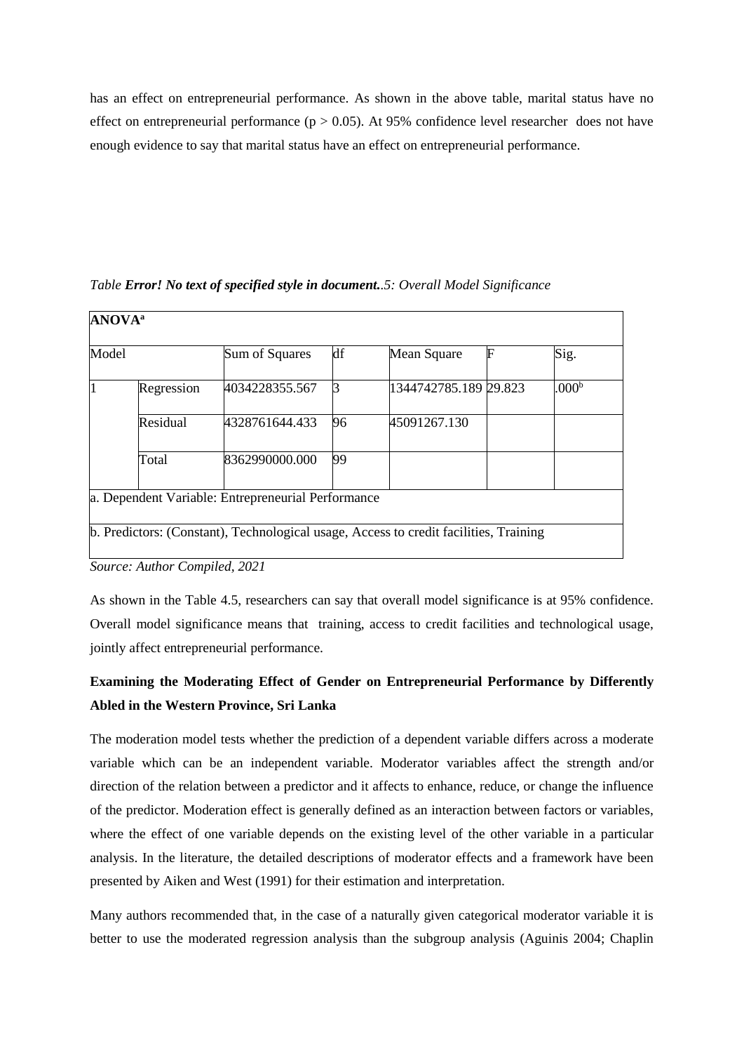has an effect on entrepreneurial performance. As shown in the above table, marital status have no effect on entrepreneurial performance ($p > 0.05$). At 95% confidence level researcher does not have enough evidence to say that marital status have an effect on entrepreneurial performance.

*Table **Error! No text of specified style in document.**.5: Overall Model Significance*

| **ANOVA**[a] | | | | | | |
|---|---|---|---|---|---|---|
| Model | | Sum of Squares | df | Mean Square | F | Sig. |
| 1 | Regression | 4034228355.567 | 3 | 1344742785.189 | 29.823 | .000[b] |
| | Residual | 4328761644.433 | 96 | 45091267.130 | | |
| | Total | 8362990000.000 | 99 | | | |
| a. Dependent Variable: Entrepreneurial Performance | | | | | | |
| b. Predictors: (Constant), Technological usage, Access to credit facilities, Training | | | | | | |

*Source: Author Compiled, 2021*

As shown in the Table 4.5, researchers can say that overall model significance is at 95% confidence. Overall model significance means that training, access to credit facilities and technological usage, jointly affect entrepreneurial performance.

**Examining the Moderating Effect of Gender on Entrepreneurial Performance by Differently Abled in the Western Province, Sri Lanka**

The moderation model tests whether the prediction of a dependent variable differs across a moderate variable which can be an independent variable. Moderator variables affect the strength and/or direction of the relation between a predictor and it affects to enhance, reduce, or change the influence of the predictor. Moderation effect is generally defined as an interaction between factors or variables, where the effect of one variable depends on the existing level of the other variable in a particular analysis. In the literature, the detailed descriptions of moderator effects and a framework have been presented by Aiken and West (1991) for their estimation and interpretation.

Many authors recommended that, in the case of a naturally given categorical moderator variable it is better to use the moderated regression analysis than the subgroup analysis (Aguinis 2004; Chaplin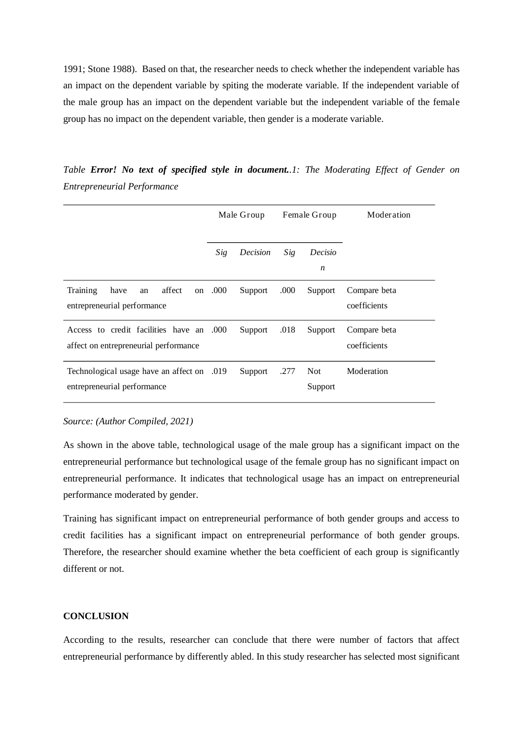1991; Stone 1988). Based on that, the researcher needs to check whether the independent variable has an impact on the dependent variable by spiting the moderate variable. If the independent variable of the male group has an impact on the dependent variable but the independent variable of the female group has no impact on the dependent variable, then gender is a moderate variable.

*Table **Error! No text of specified style in document.**.1: The Moderating Effect of Gender on Entrepreneurial Performance*

| | Male Group | | Female Group | | Moderation |
|---|---|---|---|---|---|
| | *Sig* | *Decision* | *Sig* | *Decision* | |
| Training have an affect on entrepreneurial performance | .000 | Support | .000 | Support | Compare beta coefficients |
| Access to credit facilities have an affect on entrepreneurial performance | .000 | Support | .018 | Support | Compare beta coefficients |
| Technological usage have an affect on entrepreneurial performance | .019 | Support | .277 | Not Support | Moderation |

*Source: (Author Compiled, 2021)*

As shown in the above table, technological usage of the male group has a significant impact on the entrepreneurial performance but technological usage of the female group has no significant impact on entrepreneurial performance. It indicates that technological usage has an impact on entrepreneurial performance moderated by gender.

Training has significant impact on entrepreneurial performance of both gender groups and access to credit facilities has a significant impact on entrepreneurial performance of both gender groups. Therefore, the researcher should examine whether the beta coefficient of each group is significantly different or not.

**CONCLUSION**

According to the results, researcher can conclude that there were number of factors that affect entrepreneurial performance by differently abled. In this study researcher has selected most significant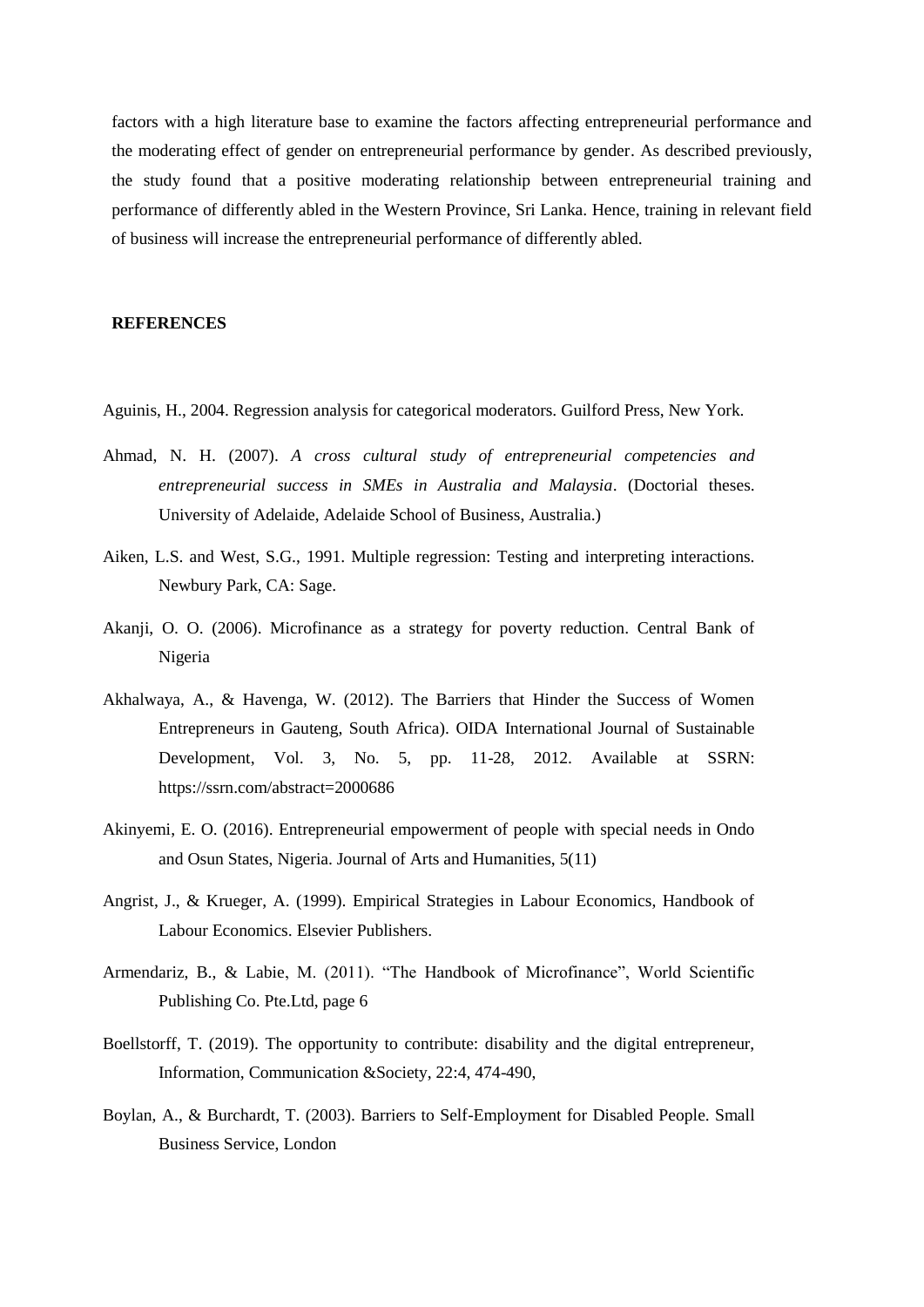factors with a high literature base to examine the factors affecting entrepreneurial performance and the moderating effect of gender on entrepreneurial performance by gender. As described previously, the study found that a positive moderating relationship between entrepreneurial training and performance of differently abled in the Western Province, Sri Lanka. Hence, training in relevant field of business will increase the entrepreneurial performance of differently abled.

## REFERENCES

Aguinis, H., 2004. Regression analysis for categorical moderators. Guilford Press, New York.

Ahmad, N. H. (2007). *A cross cultural study of entrepreneurial competencies and entrepreneurial success in SMEs in Australia and Malaysia*. (Doctorial theses. University of Adelaide, Adelaide School of Business, Australia.)

Aiken, L.S. and West, S.G., 1991. Multiple regression: Testing and interpreting interactions. Newbury Park, CA: Sage.

Akanji, O. O. (2006). Microfinance as a strategy for poverty reduction. Central Bank of Nigeria

Akhalwaya, A., & Havenga, W. (2012). The Barriers that Hinder the Success of Women Entrepreneurs in Gauteng, South Africa). OIDA International Journal of Sustainable Development, Vol. 3, No. 5, pp. 11-28, 2012. Available at SSRN: https://ssrn.com/abstract=2000686

Akinyemi, E. O. (2016). Entrepreneurial empowerment of people with special needs in Ondo and Osun States, Nigeria. Journal of Arts and Humanities, 5(11)

Angrist, J., & Krueger, A. (1999). Empirical Strategies in Labour Economics, Handbook of Labour Economics. Elsevier Publishers.

Armendariz, B., & Labie, M. (2011). "The Handbook of Microfinance", World Scientific Publishing Co. Pte.Ltd, page 6

Boellstorff, T. (2019). The opportunity to contribute: disability and the digital entrepreneur, Information, Communication &Society, 22:4, 474-490,

Boylan, A., & Burchardt, T. (2003). Barriers to Self-Employment for Disabled People. Small Business Service, London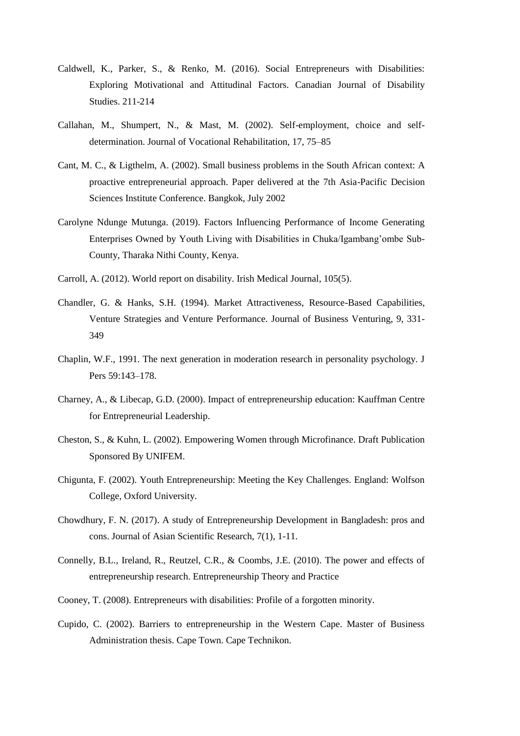Caldwell, K., Parker, S., & Renko, M. (2016). Social Entrepreneurs with Disabilities: Exploring Motivational and Attitudinal Factors. Canadian Journal of Disability Studies. 211-214

Callahan, M., Shumpert, N., & Mast, M. (2002). Self-employment, choice and self-determination. Journal of Vocational Rehabilitation, 17, 75–85

Cant, M. C., & Ligthelm, A. (2002). Small business problems in the South African context: A proactive entrepreneurial approach. Paper delivered at the 7th Asia-Pacific Decision Sciences Institute Conference. Bangkok, July 2002

Carolyne Ndunge Mutunga. (2019). Factors Influencing Performance of Income Generating Enterprises Owned by Youth Living with Disabilities in Chuka/Igambang'ombe Sub-County, Tharaka Nithi County, Kenya.

Carroll, A. (2012). World report on disability. Irish Medical Journal, 105(5).

Chandler, G. & Hanks, S.H. (1994). Market Attractiveness, Resource-Based Capabilities, Venture Strategies and Venture Performance. Journal of Business Venturing, 9, 331-349

Chaplin, W.F., 1991. The next generation in moderation research in personality psychology. J Pers 59:143–178.

Charney, A., & Libecap, G.D. (2000). Impact of entrepreneurship education: Kauffman Centre for Entrepreneurial Leadership.

Cheston, S., & Kuhn, L. (2002). Empowering Women through Microfinance. Draft Publication Sponsored By UNIFEM.

Chigunta, F. (2002). Youth Entrepreneurship: Meeting the Key Challenges. England: Wolfson College, Oxford University.

Chowdhury, F. N. (2017). A study of Entrepreneurship Development in Bangladesh: pros and cons. Journal of Asian Scientific Research, 7(1), 1-11.

Connelly, B.L., Ireland, R., Reutzel, C.R., & Coombs, J.E. (2010). The power and effects of entrepreneurship research. Entrepreneurship Theory and Practice

Cooney, T. (2008). Entrepreneurs with disabilities: Profile of a forgotten minority.

Cupido, C. (2002). Barriers to entrepreneurship in the Western Cape. Master of Business Administration thesis. Cape Town. Cape Technikon.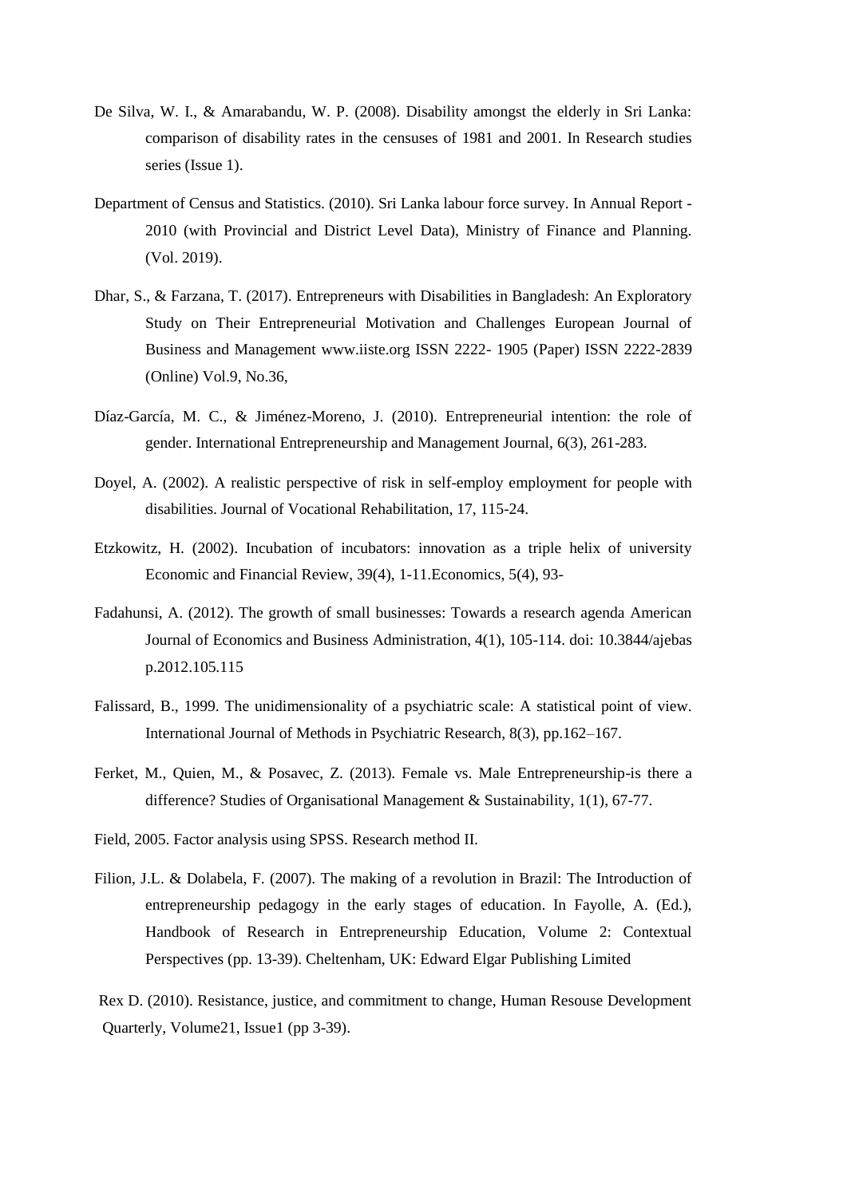De Silva, W. I., & Amarabandu, W. P. (2008). Disability amongst the elderly in Sri Lanka: comparison of disability rates in the censuses of 1981 and 2001. In Research studies series (Issue 1).

Department of Census and Statistics. (2010). Sri Lanka labour force survey. In Annual Report - 2010 (with Provincial and District Level Data), Ministry of Finance and Planning. (Vol. 2019).

Dhar, S., & Farzana, T. (2017). Entrepreneurs with Disabilities in Bangladesh: An Exploratory Study on Their Entrepreneurial Motivation and Challenges European Journal of Business and Management www.iiste.org ISSN 2222- 1905 (Paper) ISSN 2222-2839 (Online) Vol.9, No.36,

Díaz-García, M. C., & Jiménez-Moreno, J. (2010). Entrepreneurial intention: the role of gender. International Entrepreneurship and Management Journal, 6(3), 261-283.

Doyel, A. (2002). A realistic perspective of risk in self-employ employment for people with disabilities. Journal of Vocational Rehabilitation, 17, 115-24.

Etzkowitz, H. (2002). Incubation of incubators: innovation as a triple helix of university Economic and Financial Review, 39(4), 1-11.Economics, 5(4), 93-

Fadahunsi, A. (2012). The growth of small businesses: Towards a research agenda American Journal of Economics and Business Administration, 4(1), 105-114. doi: 10.3844/ajebas p.2012.105.115

Falissard, B., 1999. The unidimensionality of a psychiatric scale: A statistical point of view. International Journal of Methods in Psychiatric Research, 8(3), pp.162–167.

Ferket, M., Quien, M., & Posavec, Z. (2013). Female vs. Male Entrepreneurship-is there a difference? Studies of Organisational Management & Sustainability, 1(1), 67-77.

Field, 2005. Factor analysis using SPSS. Research method II.

Filion, J.L. & Dolabela, F. (2007). The making of a revolution in Brazil: The Introduction of entrepreneurship pedagogy in the early stages of education. In Fayolle, A. (Ed.), Handbook of Research in Entrepreneurship Education, Volume 2: Contextual Perspectives (pp. 13-39). Cheltenham, UK: Edward Elgar Publishing Limited

Rex D. (2010). Resistance, justice, and commitment to change, Human Resouse Development Quarterly, Volume21, Issue1 (pp 3-39).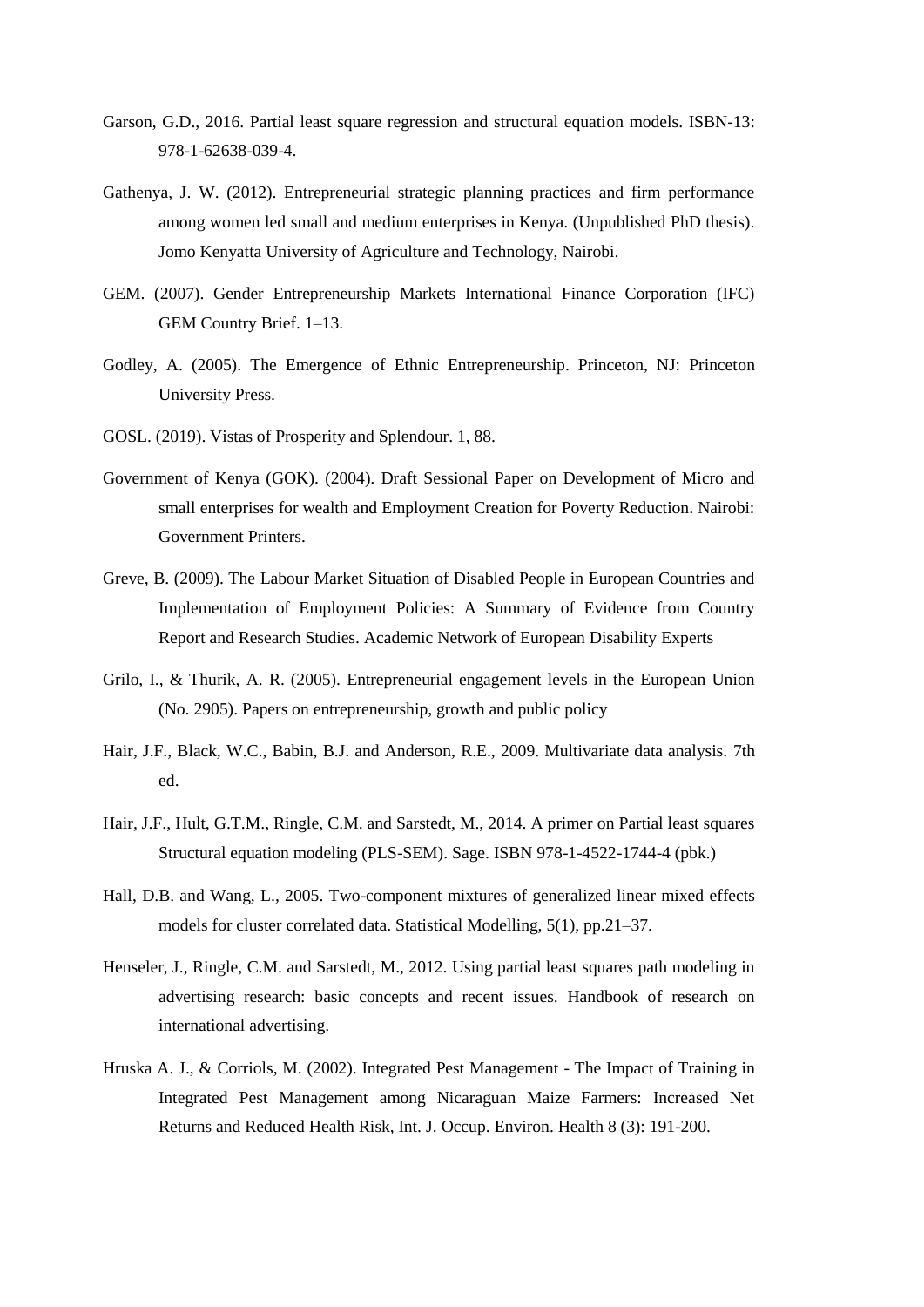Garson, G.D., 2016. Partial least square regression and structural equation models. ISBN-13: 978-1-62638-039-4.

Gathenya, J. W. (2012). Entrepreneurial strategic planning practices and firm performance among women led small and medium enterprises in Kenya. (Unpublished PhD thesis). Jomo Kenyatta University of Agriculture and Technology, Nairobi.

GEM. (2007). Gender Entrepreneurship Markets International Finance Corporation (IFC) GEM Country Brief. 1–13.

Godley, A. (2005). The Emergence of Ethnic Entrepreneurship. Princeton, NJ: Princeton University Press.

GOSL. (2019). Vistas of Prosperity and Splendour. 1, 88.

Government of Kenya (GOK). (2004). Draft Sessional Paper on Development of Micro and small enterprises for wealth and Employment Creation for Poverty Reduction. Nairobi: Government Printers.

Greve, B. (2009). The Labour Market Situation of Disabled People in European Countries and Implementation of Employment Policies: A Summary of Evidence from Country Report and Research Studies. Academic Network of European Disability Experts

Grilo, I., & Thurik, A. R. (2005). Entrepreneurial engagement levels in the European Union (No. 2905). Papers on entrepreneurship, growth and public policy

Hair, J.F., Black, W.C., Babin, B.J. and Anderson, R.E., 2009. Multivariate data analysis. 7th ed.

Hair, J.F., Hult, G.T.M., Ringle, C.M. and Sarstedt, M., 2014. A primer on Partial least squares Structural equation modeling (PLS-SEM). Sage. ISBN 978-1-4522-1744-4 (pbk.)

Hall, D.B. and Wang, L., 2005. Two-component mixtures of generalized linear mixed effects models for cluster correlated data. Statistical Modelling, 5(1), pp.21–37.

Henseler, J., Ringle, C.M. and Sarstedt, M., 2012. Using partial least squares path modeling in advertising research: basic concepts and recent issues. Handbook of research on international advertising.

Hruska A. J., & Corriols, M. (2002). Integrated Pest Management - The Impact of Training in Integrated Pest Management among Nicaraguan Maize Farmers: Increased Net Returns and Reduced Health Risk, Int. J. Occup. Environ. Health 8 (3): 191-200.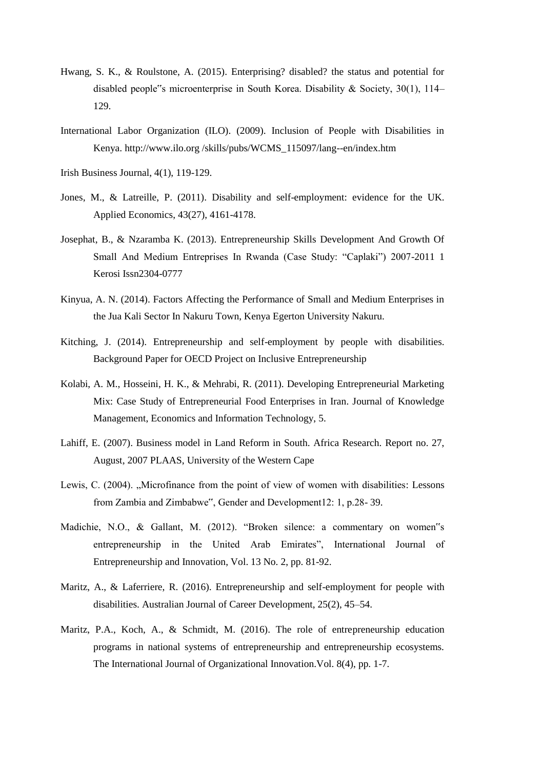Hwang, S. K., & Roulstone, A. (2015). Enterprising? disabled? the status and potential for disabled people‟s microenterprise in South Korea. Disability & Society, 30(1), 114–129.

International Labor Organization (ILO). (2009). Inclusion of People with Disabilities in Kenya. http://www.ilo.org /skills/pubs/WCMS_115097/lang--en/index.htm

Irish Business Journal, 4(1), 119-129.

Jones, M., & Latreille, P. (2011). Disability and self-employment: evidence for the UK. Applied Economics, 43(27), 4161-4178.

Josephat, B., & Nzaramba K. (2013). Entrepreneurship Skills Development And Growth Of Small And Medium Entreprises In Rwanda (Case Study: "Caplaki") 2007-2011 1 Kerosi Issn2304-0777

Kinyua, A. N. (2014). Factors Affecting the Performance of Small and Medium Enterprises in the Jua Kali Sector In Nakuru Town, Kenya Egerton University Nakuru.

Kitching, J. (2014). Entrepreneurship and self-employment by people with disabilities. Background Paper for OECD Project on Inclusive Entrepreneurship

Kolabi, A. M., Hosseini, H. K., & Mehrabi, R. (2011). Developing Entrepreneurial Marketing Mix: Case Study of Entrepreneurial Food Enterprises in Iran. Journal of Knowledge Management, Economics and Information Technology, 5.

Lahiff, E. (2007). Business model in Land Reform in South. Africa Research. Report no. 27, August, 2007 PLAAS, University of the Western Cape

Lewis, C. (2004). „Microfinance from the point of view of women with disabilities: Lessons from Zambia and Zimbabwe‟, Gender and Development12: 1, p.28- 39.

Madichie, N.O., & Gallant, M. (2012). "Broken silence: a commentary on women‟s entrepreneurship in the United Arab Emirates", International Journal of Entrepreneurship and Innovation, Vol. 13 No. 2, pp. 81-92.

Maritz, A., & Laferriere, R. (2016). Entrepreneurship and self-employment for people with disabilities. Australian Journal of Career Development, 25(2), 45–54.

Maritz, P.A., Koch, A., & Schmidt, M. (2016). The role of entrepreneurship education programs in national systems of entrepreneurship and entrepreneurship ecosystems. The International Journal of Organizational Innovation.Vol. 8(4), pp. 1-7.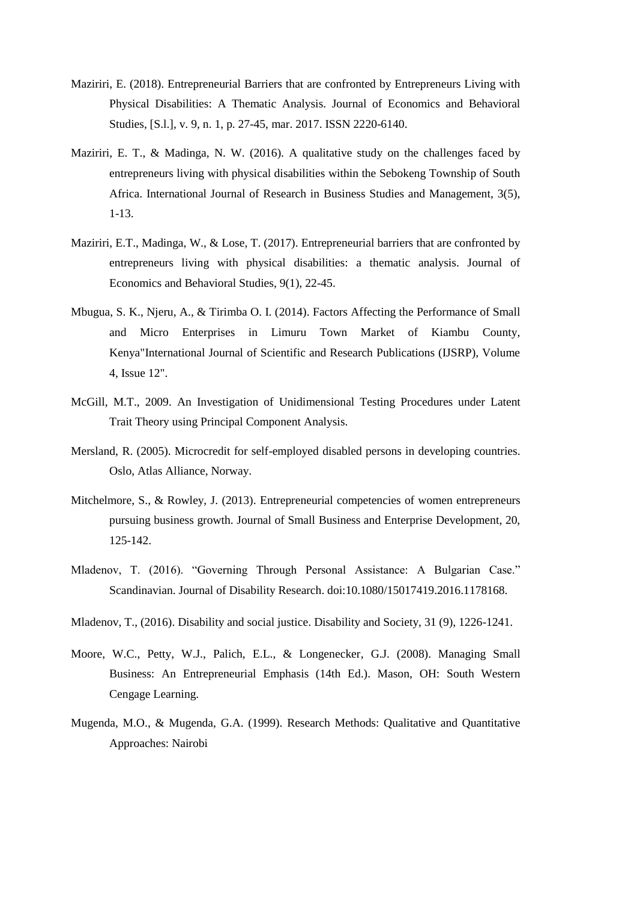Maziriri, E. (2018). Entrepreneurial Barriers that are confronted by Entrepreneurs Living with Physical Disabilities: A Thematic Analysis. Journal of Economics and Behavioral Studies, [S.l.], v. 9, n. 1, p. 27-45, mar. 2017. ISSN 2220-6140.

Maziriri, E. T., & Madinga, N. W. (2016). A qualitative study on the challenges faced by entrepreneurs living with physical disabilities within the Sebokeng Township of South Africa. International Journal of Research in Business Studies and Management, 3(5), 1-13.

Maziriri, E.T., Madinga, W., & Lose, T. (2017). Entrepreneurial barriers that are confronted by entrepreneurs living with physical disabilities: a thematic analysis. Journal of Economics and Behavioral Studies, 9(1), 22-45.

Mbugua, S. K., Njeru, A., & Tirimba O. I. (2014). Factors Affecting the Performance of Small and Micro Enterprises in Limuru Town Market of Kiambu County, Kenya"International Journal of Scientific and Research Publications (IJSRP), Volume 4, Issue 12".

McGill, M.T., 2009. An Investigation of Unidimensional Testing Procedures under Latent Trait Theory using Principal Component Analysis.

Mersland, R. (2005). Microcredit for self-employed disabled persons in developing countries. Oslo, Atlas Alliance, Norway.

Mitchelmore, S., & Rowley, J. (2013). Entrepreneurial competencies of women entrepreneurs pursuing business growth. Journal of Small Business and Enterprise Development, 20, 125-142.

Mladenov, T. (2016). "Governing Through Personal Assistance: A Bulgarian Case." Scandinavian. Journal of Disability Research. doi:10.1080/15017419.2016.1178168.

Mladenov, T., (2016). Disability and social justice. Disability and Society, 31 (9), 1226-1241.

Moore, W.C., Petty, W.J., Palich, E.L., & Longenecker, G.J. (2008). Managing Small Business: An Entrepreneurial Emphasis (14th Ed.). Mason, OH: South Western Cengage Learning.

Mugenda, M.O., & Mugenda, G.A. (1999). Research Methods: Qualitative and Quantitative Approaches: Nairobi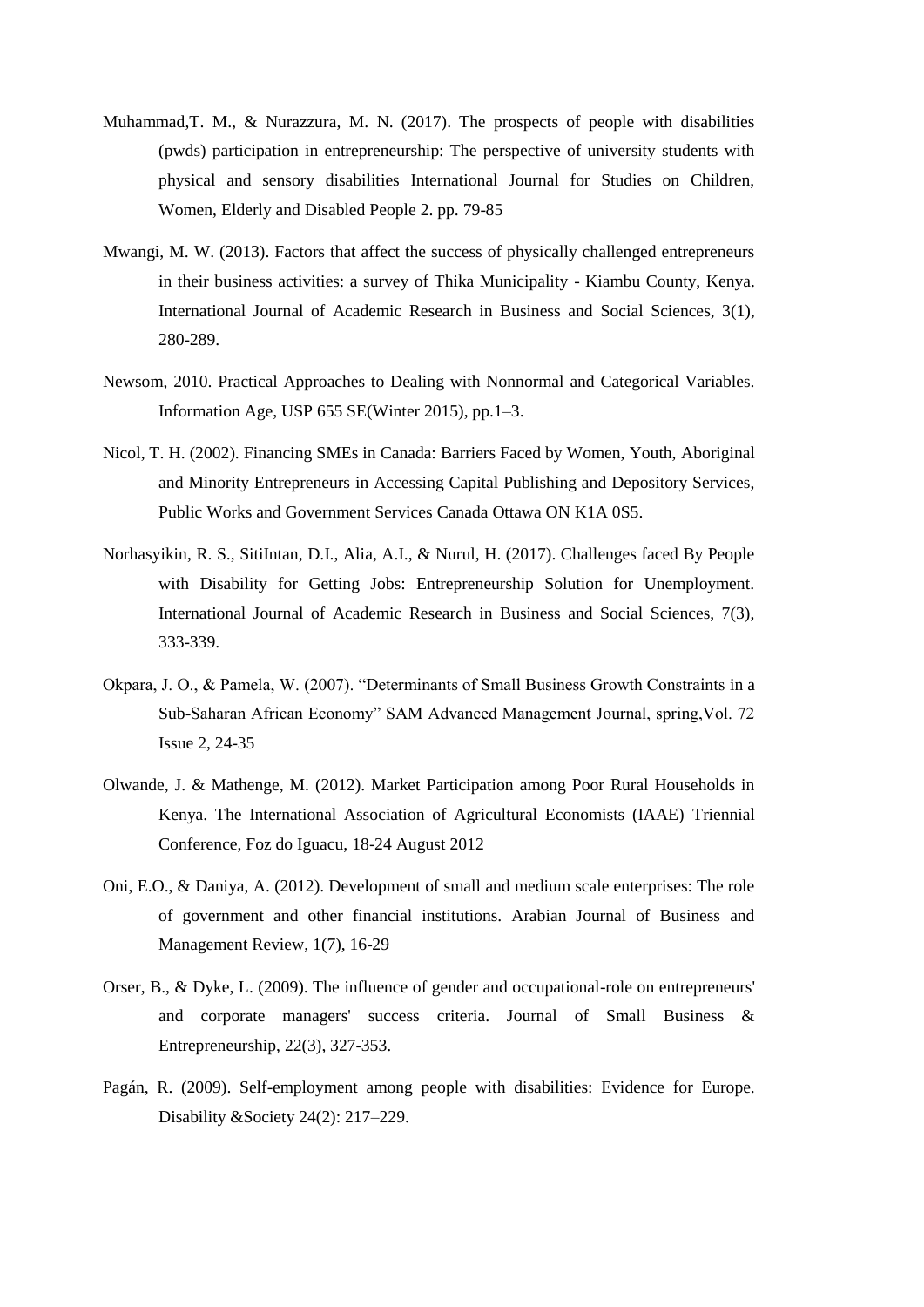Muhammad,T. M., & Nurazzura, M. N. (2017). The prospects of people with disabilities (pwds) participation in entrepreneurship: The perspective of university students with physical and sensory disabilities International Journal for Studies on Children, Women, Elderly and Disabled People 2. pp. 79-85

Mwangi, M. W. (2013). Factors that affect the success of physically challenged entrepreneurs in their business activities: a survey of Thika Municipality - Kiambu County, Kenya. International Journal of Academic Research in Business and Social Sciences, 3(1), 280-289.

Newsom, 2010. Practical Approaches to Dealing with Nonnormal and Categorical Variables. Information Age, USP 655 SE(Winter 2015), pp.1–3.

Nicol, T. H. (2002). Financing SMEs in Canada: Barriers Faced by Women, Youth, Aboriginal and Minority Entrepreneurs in Accessing Capital Publishing and Depository Services, Public Works and Government Services Canada Ottawa ON K1A 0S5.

Norhasyikin, R. S., SitiIntan, D.I., Alia, A.I., & Nurul, H. (2017). Challenges faced By People with Disability for Getting Jobs: Entrepreneurship Solution for Unemployment. International Journal of Academic Research in Business and Social Sciences, 7(3), 333-339.

Okpara, J. O., & Pamela, W. (2007). "Determinants of Small Business Growth Constraints in a Sub-Saharan African Economy" SAM Advanced Management Journal, spring,Vol. 72 Issue 2, 24-35

Olwande, J. & Mathenge, M. (2012). Market Participation among Poor Rural Households in Kenya. The International Association of Agricultural Economists (IAAE) Triennial Conference, Foz do Iguacu, 18-24 August 2012

Oni, E.O., & Daniya, A. (2012). Development of small and medium scale enterprises: The role of government and other financial institutions. Arabian Journal of Business and Management Review, 1(7), 16-29

Orser, B., & Dyke, L. (2009). The influence of gender and occupational-role on entrepreneurs' and corporate managers' success criteria. Journal of Small Business & Entrepreneurship, 22(3), 327-353.

Pagán, R. (2009). Self-employment among people with disabilities: Evidence for Europe. Disability &Society 24(2): 217–229.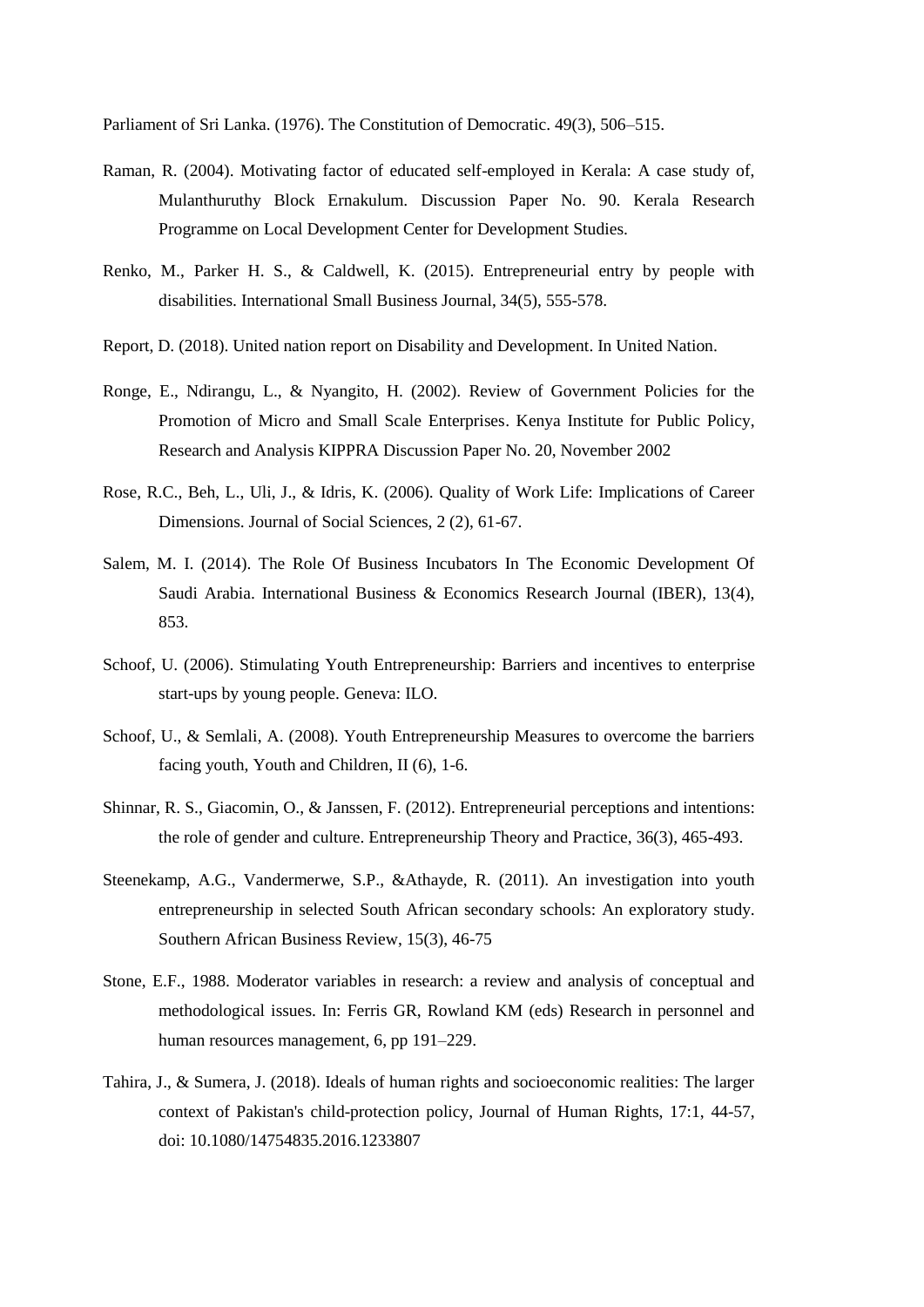Parliament of Sri Lanka. (1976). The Constitution of Democratic. 49(3), 506–515.

Raman, R. (2004). Motivating factor of educated self-employed in Kerala: A case study of, Mulanthuruthy Block Ernakulum. Discussion Paper No. 90. Kerala Research Programme on Local Development Center for Development Studies.

Renko, M., Parker H. S., & Caldwell, K. (2015). Entrepreneurial entry by people with disabilities. International Small Business Journal, 34(5), 555-578.

Report, D. (2018). United nation report on Disability and Development. In United Nation.

Ronge, E., Ndirangu, L., & Nyangito, H. (2002). Review of Government Policies for the Promotion of Micro and Small Scale Enterprises. Kenya Institute for Public Policy, Research and Analysis KIPPRA Discussion Paper No. 20, November 2002

Rose, R.C., Beh, L., Uli, J., & Idris, K. (2006). Quality of Work Life: Implications of Career Dimensions. Journal of Social Sciences, 2 (2), 61-67.

Salem, M. I. (2014). The Role Of Business Incubators In The Economic Development Of Saudi Arabia. International Business & Economics Research Journal (IBER), 13(4), 853.

Schoof, U. (2006). Stimulating Youth Entrepreneurship: Barriers and incentives to enterprise start-ups by young people. Geneva: ILO.

Schoof, U., & Semlali, A. (2008). Youth Entrepreneurship Measures to overcome the barriers facing youth, Youth and Children, II (6), 1-6.

Shinnar, R. S., Giacomin, O., & Janssen, F. (2012). Entrepreneurial perceptions and intentions: the role of gender and culture. Entrepreneurship Theory and Practice, 36(3), 465-493.

Steenekamp, A.G., Vandermerwe, S.P., &Athayde, R. (2011). An investigation into youth entrepreneurship in selected South African secondary schools: An exploratory study. Southern African Business Review, 15(3), 46-75

Stone, E.F., 1988. Moderator variables in research: a review and analysis of conceptual and methodological issues. In: Ferris GR, Rowland KM (eds) Research in personnel and human resources management, 6, pp 191–229.

Tahira, J., & Sumera, J. (2018). Ideals of human rights and socioeconomic realities: The larger context of Pakistan's child-protection policy, Journal of Human Rights, 17:1, 44-57, doi: 10.1080/14754835.2016.1233807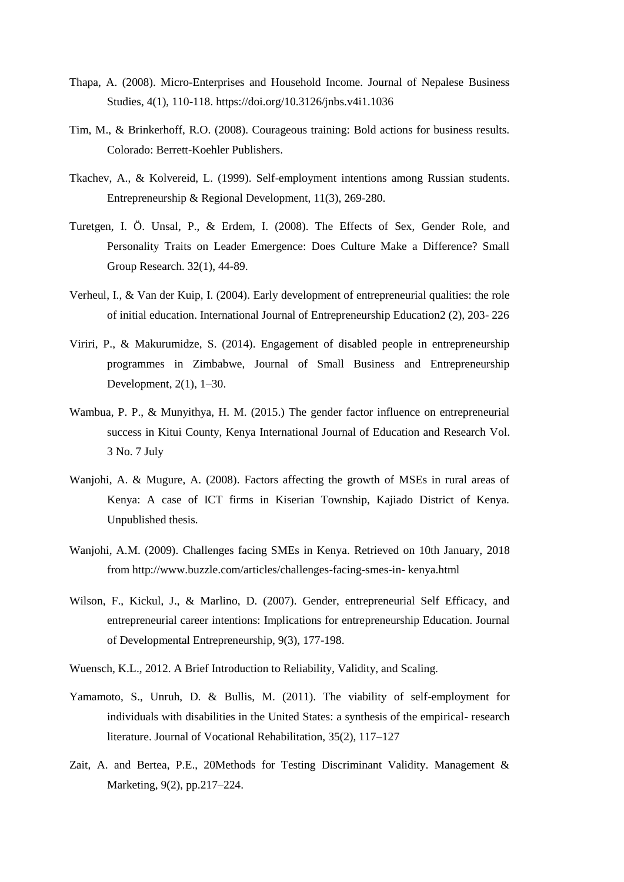Thapa, A. (2008). Micro-Enterprises and Household Income. Journal of Nepalese Business Studies, 4(1), 110-118. https://doi.org/10.3126/jnbs.v4i1.1036

Tim, M., & Brinkerhoff, R.O. (2008). Courageous training: Bold actions for business results. Colorado: Berrett-Koehler Publishers.

Tkachev, A., & Kolvereid, L. (1999). Self-employment intentions among Russian students. Entrepreneurship & Regional Development, 11(3), 269-280.

Turetgen, I. Ö. Unsal, P., & Erdem, I. (2008). The Effects of Sex, Gender Role, and Personality Traits on Leader Emergence: Does Culture Make a Difference? Small Group Research. 32(1), 44-89.

Verheul, I., & Van der Kuip, I. (2004). Early development of entrepreneurial qualities: the role of initial education. International Journal of Entrepreneurship Education2 (2), 203- 226

Viriri, P., & Makurumidze, S. (2014). Engagement of disabled people in entrepreneurship programmes in Zimbabwe, Journal of Small Business and Entrepreneurship Development, 2(1), 1–30.

Wambua, P. P., & Munyithya, H. M. (2015.) The gender factor influence on entrepreneurial success in Kitui County, Kenya International Journal of Education and Research Vol. 3 No. 7 July

Wanjohi, A. & Mugure, A. (2008). Factors affecting the growth of MSEs in rural areas of Kenya: A case of ICT firms in Kiserian Township, Kajiado District of Kenya. Unpublished thesis.

Wanjohi, A.M. (2009). Challenges facing SMEs in Kenya. Retrieved on 10th January, 2018 from http://www.buzzle.com/articles/challenges-facing-smes-in- kenya.html

Wilson, F., Kickul, J., & Marlino, D. (2007). Gender, entrepreneurial Self Efficacy, and entrepreneurial career intentions: Implications for entrepreneurship Education. Journal of Developmental Entrepreneurship, 9(3), 177-198.

Wuensch, K.L., 2012. A Brief Introduction to Reliability, Validity, and Scaling.

Yamamoto, S., Unruh, D. & Bullis, M. (2011). The viability of self-employment for individuals with disabilities in the United States: a synthesis of the empirical- research literature. Journal of Vocational Rehabilitation, 35(2), 117–127

Zait, A. and Bertea, P.E., 20Methods for Testing Discriminant Validity. Management & Marketing, 9(2), pp.217–224.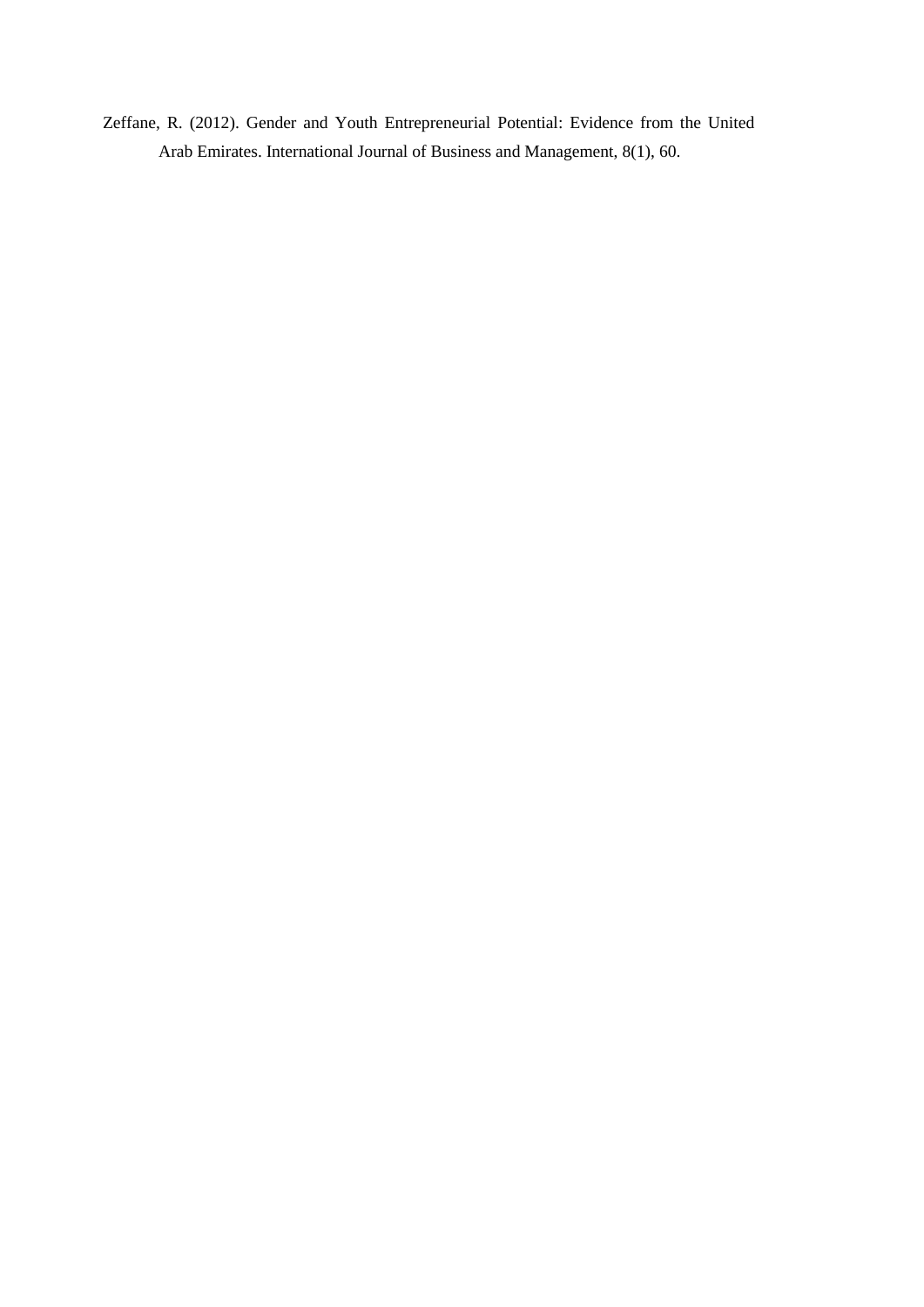Zeffane, R. (2012). Gender and Youth Entrepreneurial Potential: Evidence from the United Arab Emirates. International Journal of Business and Management, 8(1), 60.